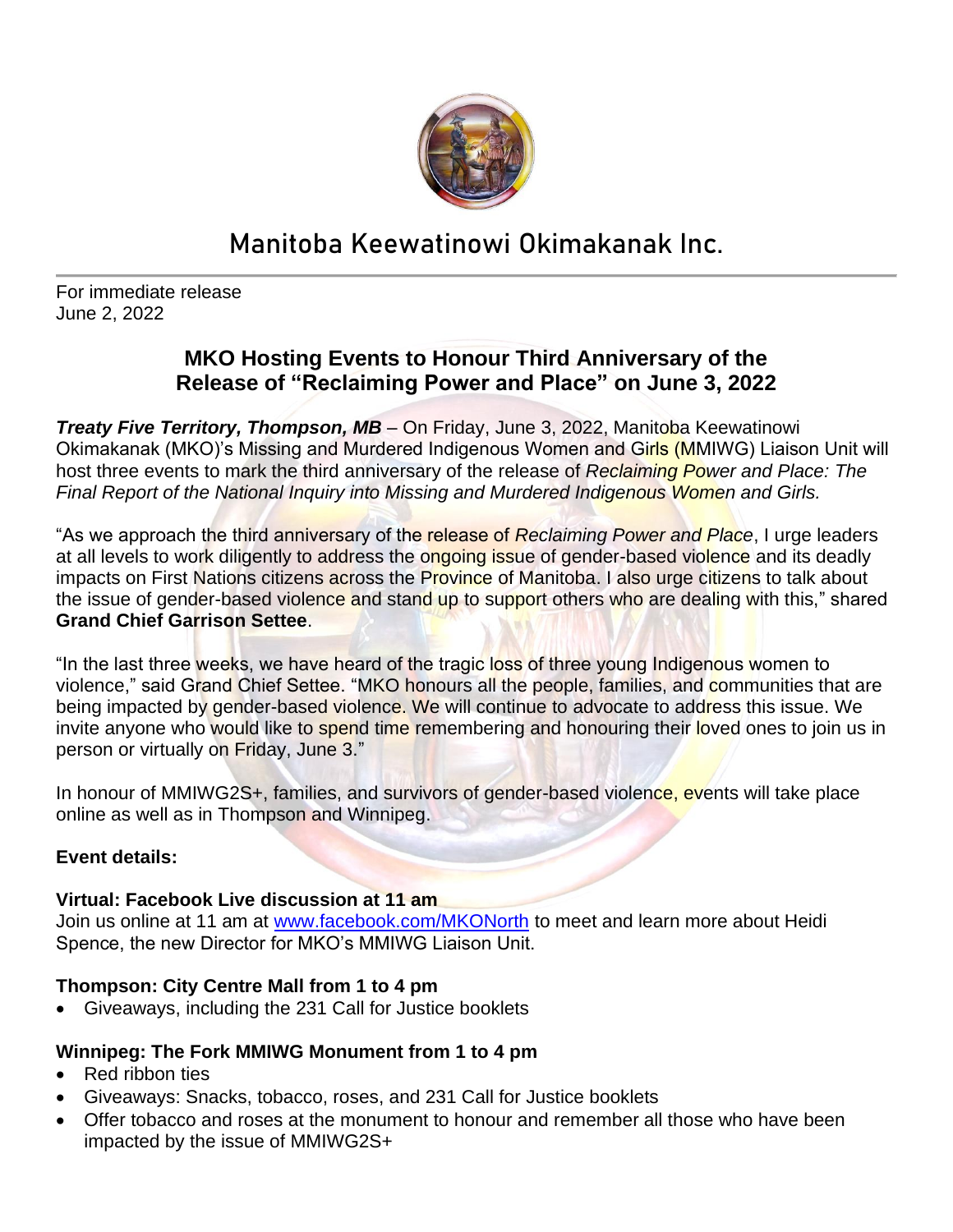# Manitoba Keewatinowi Okimakanak Inc.

For immediate release
June 2, 2022

## MKO Hosting Events to Honour Third Anniversary of the Release of "Reclaiming Power and Place" on June 3, 2022

***Treaty Five Territory, Thompson, MB*** – On Friday, June 3, 2022, Manitoba Keewatinowi Okimakanak (MKO)'s Missing and Murdered Indigenous Women and Girls (MMIWG) Liaison Unit will host three events to mark the third anniversary of the release of *Reclaiming Power and Place: The Final Report of the National Inquiry into Missing and Murdered Indigenous Women and Girls.*

"As we approach the third anniversary of the release of *Reclaiming Power and Place*, I urge leaders at all levels to work diligently to address the ongoing issue of gender-based violence and its deadly impacts on First Nations citizens across the Province of Manitoba. I also urge citizens to talk about the issue of gender-based violence and stand up to support others who are dealing with this," shared **Grand Chief Garrison Settee**.

"In the last three weeks, we have heard of the tragic loss of three young Indigenous women to violence," said Grand Chief Settee. "MKO honours all the people, families, and communities that are being impacted by gender-based violence. We will continue to advocate to address this issue. We invite anyone who would like to spend time remembering and honouring their loved ones to join us in person or virtually on Friday, June 3."

In honour of MMIWG2S+, families, and survivors of gender-based violence, events will take place online as well as in Thompson and Winnipeg.

**Event details:**

**Virtual: Facebook Live discussion at 11 am**
Join us online at 11 am at [www.facebook.com/MKONorth](www.facebook.com/MKONorth) to meet and learn more about Heidi Spence, the new Director for MKO's MMIWG Liaison Unit.

**Thompson: City Centre Mall from 1 to 4 pm**

- Giveaways, including the 231 Call for Justice booklets

**Winnipeg: The Fork MMIWG Monument from 1 to 4 pm**

- Red ribbon ties
- Giveaways: Snacks, tobacco, roses, and 231 Call for Justice booklets
- Offer tobacco and roses at the monument to honour and remember all those who have been impacted by the issue of MMIWG2S+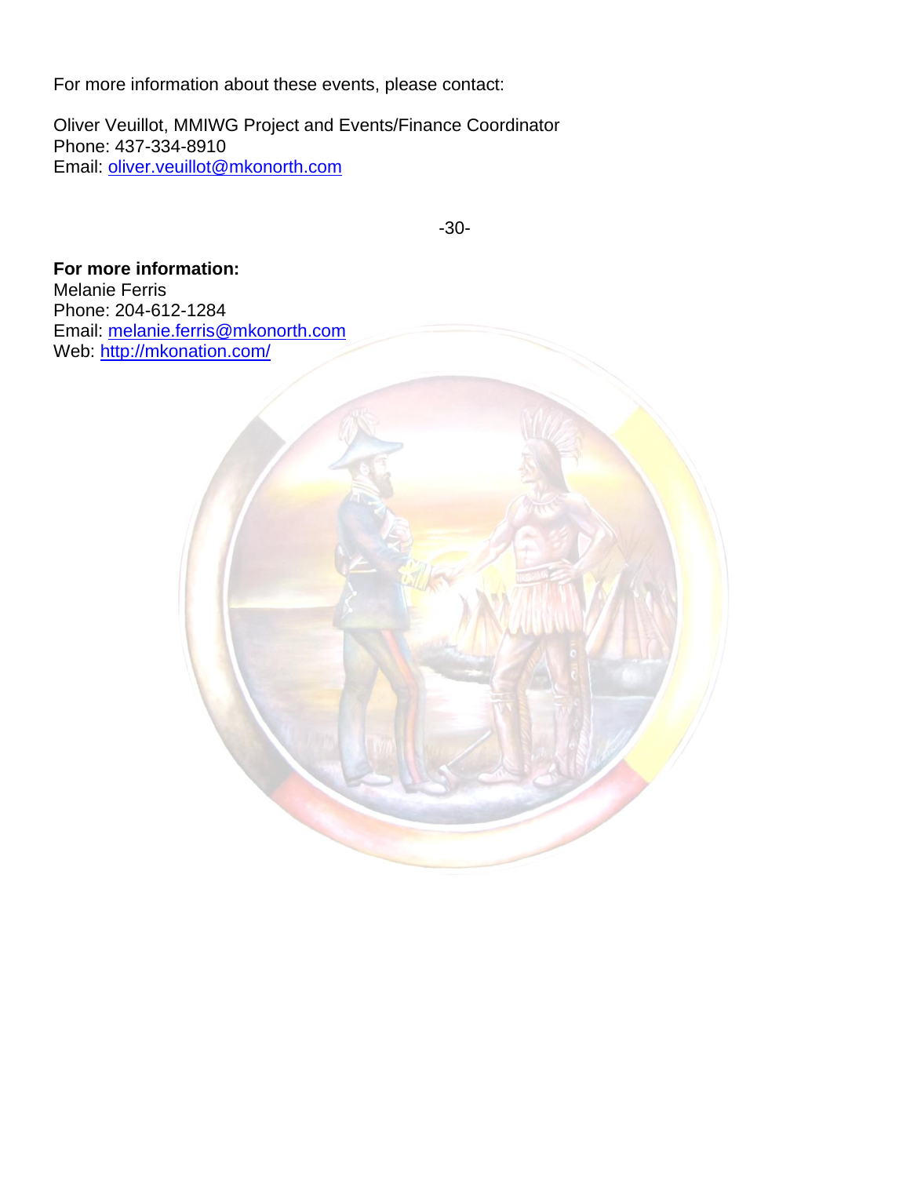For more information about these events, please contact:

Oliver Veuillot, MMIWG Project and Events/Finance Coordinator
Phone: 437-334-8910
Email: oliver.veuillot@mkonorth.com

-30-

**For more information:**
Melanie Ferris
Phone: 204-612-1284
Email: melanie.ferris@mkonorth.com
Web: http://mkonation.com/